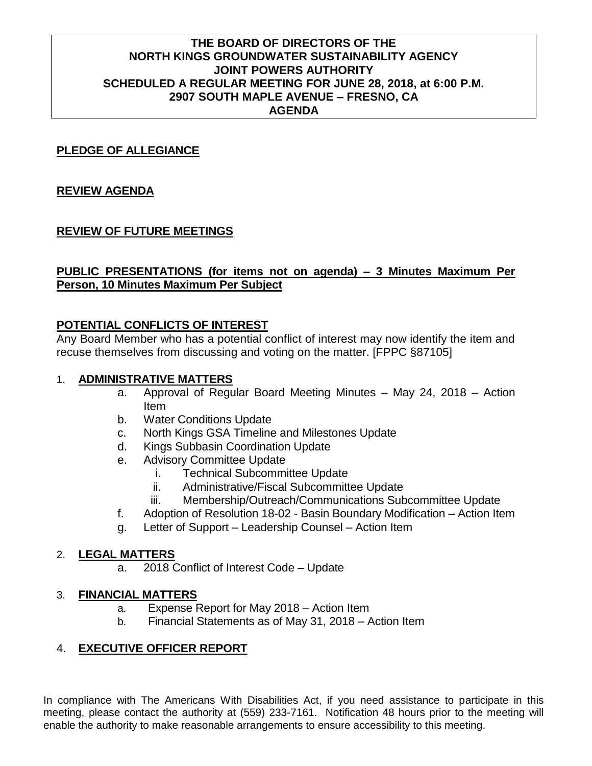**THE BOARD OF DIRECTORS OF THE
NORTH KINGS GROUNDWATER SUSTAINABILITY AGENCY
JOINT POWERS AUTHORITY
SCHEDULED A REGULAR MEETING FOR JUNE 28, 2018, at 6:00 P.M.
2907 SOUTH MAPLE AVENUE – FRESNO, CA
AGENDA**

**PLEDGE OF ALLEGIANCE**

**REVIEW AGENDA**

**REVIEW OF FUTURE MEETINGS**

**PUBLIC PRESENTATIONS (for items not on agenda) – 3 Minutes Maximum Per Person, 10 Minutes Maximum Per Subject**

**POTENTIAL CONFLICTS OF INTEREST**

Any Board Member who has a potential conflict of interest may now identify the item and recuse themselves from discussing and voting on the matter. [FPPC §87105]

1. **ADMINISTRATIVE MATTERS**
   - a. Approval of Regular Board Meeting Minutes – May 24, 2018 – Action Item
   - b. Water Conditions Update
   - c. North Kings GSA Timeline and Milestones Update
   - d. Kings Subbasin Coordination Update
   - e. Advisory Committee Update
     - i. Technical Subcommittee Update
     - ii. Administrative/Fiscal Subcommittee Update
     - iii. Membership/Outreach/Communications Subcommittee Update
   - f. Adoption of Resolution 18-02 - Basin Boundary Modification – Action Item
   - g. Letter of Support – Leadership Counsel – Action Item

2. **LEGAL MATTERS**
   - a. 2018 Conflict of Interest Code – Update

3. **FINANCIAL MATTERS**
   - a. Expense Report for May 2018 – Action Item
   - b. Financial Statements as of May 31, 2018 – Action Item

4. **EXECUTIVE OFFICER REPORT**

In compliance with The Americans With Disabilities Act, if you need assistance to participate in this meeting, please contact the authority at (559) 233-7161. Notification 48 hours prior to the meeting will enable the authority to make reasonable arrangements to ensure accessibility to this meeting.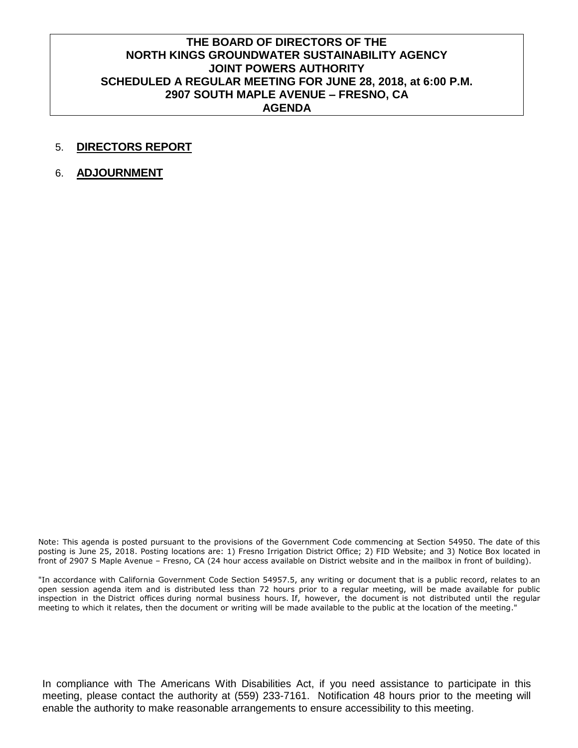**THE BOARD OF DIRECTORS OF THE**
**NORTH KINGS GROUNDWATER SUSTAINABILITY AGENCY**
**JOINT POWERS AUTHORITY**
**SCHEDULED A REGULAR MEETING FOR JUNE 28, 2018, at 6:00 P.M.**
**2907 SOUTH MAPLE AVENUE – FRESNO, CA**
**AGENDA**

5. **DIRECTORS REPORT**

6. **ADJOURNMENT**

Note: This agenda is posted pursuant to the provisions of the Government Code commencing at Section 54950. The date of this posting is June 25, 2018. Posting locations are: 1) Fresno Irrigation District Office; 2) FID Website; and 3) Notice Box located in front of 2907 S Maple Avenue – Fresno, CA (24 hour access available on District website and in the mailbox in front of building).

"In accordance with California Government Code Section 54957.5, any writing or document that is a public record, relates to an open session agenda item and is distributed less than 72 hours prior to a regular meeting, will be made available for public inspection in the District offices during normal business hours. If, however, the document is not distributed until the regular meeting to which it relates, then the document or writing will be made available to the public at the location of the meeting."

In compliance with The Americans With Disabilities Act, if you need assistance to participate in this meeting, please contact the authority at (559) 233-7161. Notification 48 hours prior to the meeting will enable the authority to make reasonable arrangements to ensure accessibility to this meeting.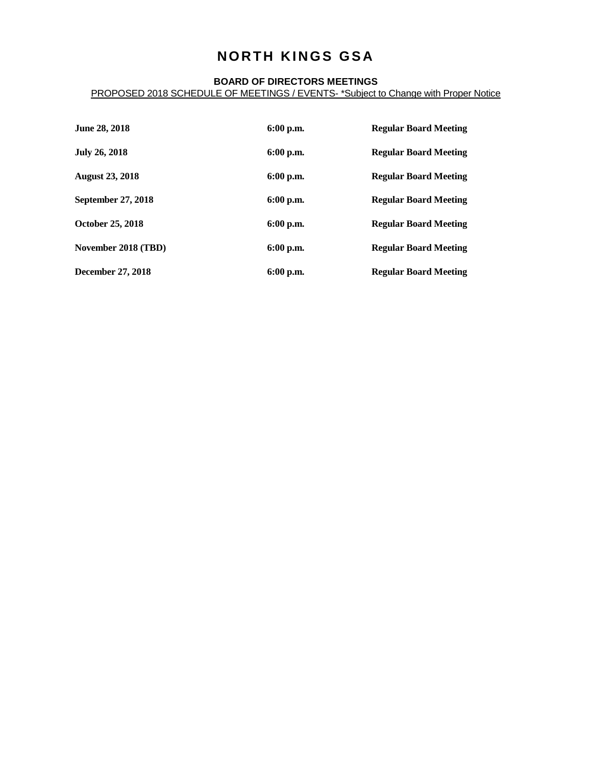# NORTH KINGS GSA

**BOARD OF DIRECTORS MEETINGS**

PROPOSED 2018 SCHEDULE OF MEETINGS / EVENTS- *Subject to Change with Proper Notice

| | | |
|---|---|---|
| **June 28, 2018** | **6:00 p.m.** | **Regular Board Meeting** |
| **July 26, 2018** | **6:00 p.m.** | **Regular Board Meeting** |
| **August 23, 2018** | **6:00 p.m.** | **Regular Board Meeting** |
| **September 27, 2018** | **6:00 p.m.** | **Regular Board Meeting** |
| **October 25, 2018** | **6:00 p.m.** | **Regular Board Meeting** |
| **November 2018 (TBD)** | **6:00 p.m.** | **Regular Board Meeting** |
| **December 27, 2018** | **6:00 p.m.** | **Regular Board Meeting** |